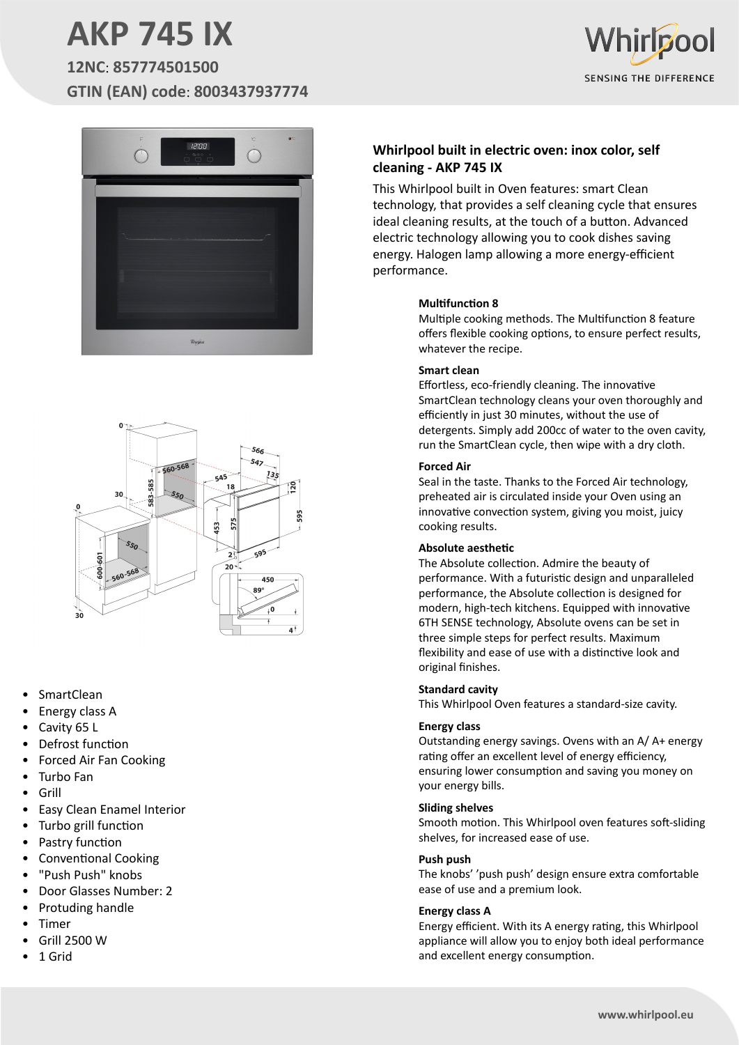# AKP 745 IX

**12NC: 857774501500**

**GTIN (EAN) code: 8003437937774**

## Whirlpool built in electric oven: inox color, self cleaning - AKP 745 IX

This Whirlpool built in Oven features: smart Clean technology, that provides a self cleaning cycle that ensures ideal cleaning results, at the touch of a button. Advanced electric technology allowing you to cook dishes saving energy. Halogen lamp allowing a more energy-efficient performance.

**Multifunction 8**
Multiple cooking methods. The Multifunction 8 feature offers flexible cooking options, to ensure perfect results, whatever the recipe.

**Smart clean**
Effortless, eco-friendly cleaning. The innovative SmartClean technology cleans your oven thoroughly and efficiently in just 30 minutes, without the use of detergents. Simply add 200cc of water to the oven cavity, run the SmartClean cycle, then wipe with a dry cloth.

**Forced Air**
Seal in the taste. Thanks to the Forced Air technology, preheated air is circulated inside your Oven using an innovative convection system, giving you moist, juicy cooking results.

**Absolute aesthetic**
The Absolute collection. Admire the beauty of performance. With a futuristic design and unparalleled performance, the Absolute collection is designed for modern, high-tech kitchens. Equipped with innovative 6TH SENSE technology, Absolute ovens can be set in three simple steps for perfect results. Maximum flexibility and ease of use with a distinctive look and original finishes.

**Standard cavity**
This Whirlpool Oven features a standard-size cavity.

**Energy class**
Outstanding energy savings. Ovens with an A/ A+ energy rating offer an excellent level of energy efficiency, ensuring lower consumption and saving you money on your energy bills.

**Sliding shelves**
Smooth motion. This Whirlpool oven features soft-sliding shelves, for increased ease of use.

**Push push**
The knobs' 'push push' design ensure extra comfortable ease of use and a premium look.

**Energy class A**
Energy efficient. With its A energy rating, this Whirlpool appliance will allow you to enjoy both ideal performance and excellent energy consumption.

- SmartClean
- Energy class A
- Cavity 65 L
- Defrost function
- Forced Air Fan Cooking
- Turbo Fan
- Grill
- Easy Clean Enamel Interior
- Turbo grill function
- Pastry function
- Conventional Cooking
- "Push Push" knobs
- Door Glasses Number: 2
- Protuding handle
- Timer
- Grill 2500 W
- 1 Grid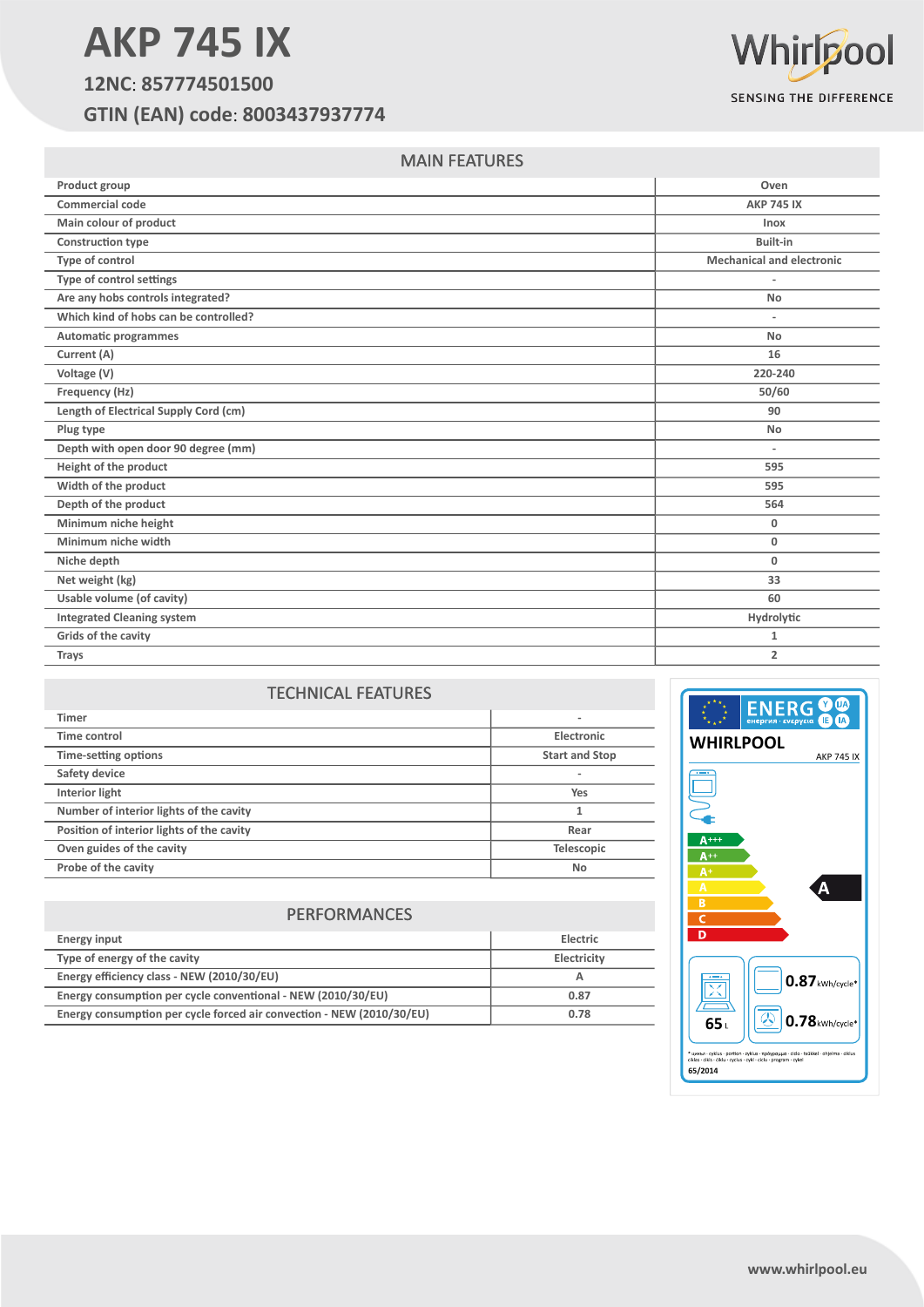# AKP 745 IX

**12NC: 857774501500**

**GTIN (EAN) code: 8003437937774**

Whirlpool

SENSING THE DIFFERENCE

## MAIN FEATURES

| | |
|---|---|
| Product group | Oven |
| Commercial code | AKP 745 IX |
| Main colour of product | Inox |
| Construction type | Built-in |
| Type of control | Mechanical and electronic |
| Type of control settings | - |
| Are any hobs controls integrated? | No |
| Which kind of hobs can be controlled? | - |
| Automatic programmes | No |
| Current (A) | 16 |
| Voltage (V) | 220-240 |
| Frequency (Hz) | 50/60 |
| Length of Electrical Supply Cord (cm) | 90 |
| Plug type | No |
| Depth with open door 90 degree (mm) | - |
| Height of the product | 595 |
| Width of the product | 595 |
| Depth of the product | 564 |
| Minimum niche height | 0 |
| Minimum niche width | 0 |
| Niche depth | 0 |
| Net weight (kg) | 33 |
| Usable volume (of cavity) | 60 |
| Integrated Cleaning system | Hydrolytic |
| Grids of the cavity | 1 |
| Trays | 2 |

## TECHNICAL FEATURES

| | |
|---|---|
| Timer | - |
| Time control | Electronic |
| Time-setting options | Start and Stop |
| Safety device | - |
| Interior light | Yes |
| Number of interior lights of the cavity | 1 |
| Position of interior lights of the cavity | Rear |
| Oven guides of the cavity | Telescopic |
| Probe of the cavity | No |

## PERFORMANCES

| | |
|---|---|
| Energy input | Electric |
| Type of energy of the cavity | Electricity |
| Energy efficiency class - NEW (2010/30/EU) | A |
| Energy consumption per cycle conventional - NEW (2010/30/EU) | 0.87 |
| Energy consumption per cycle forced air convection - NEW (2010/30/EU) | 0.78 |

ENERG Y IJA IE IA
енергия · ενεργεια

WHIRLPOOL

AKP 745 IX

A+++
A++
A+
A
B
C
D

A

65 L

0.87 kWh/cycle*

0.78 kWh/cycle*

* цикъл · cyklus · portion · zyklus · πρόγραμμα · ciclo · tsükkel · ohjelma · ciklus · ciklas · cikls · ciklu · cyclus · cykl · ciclu · program · zykel

65/2014

www.whirlpool.eu